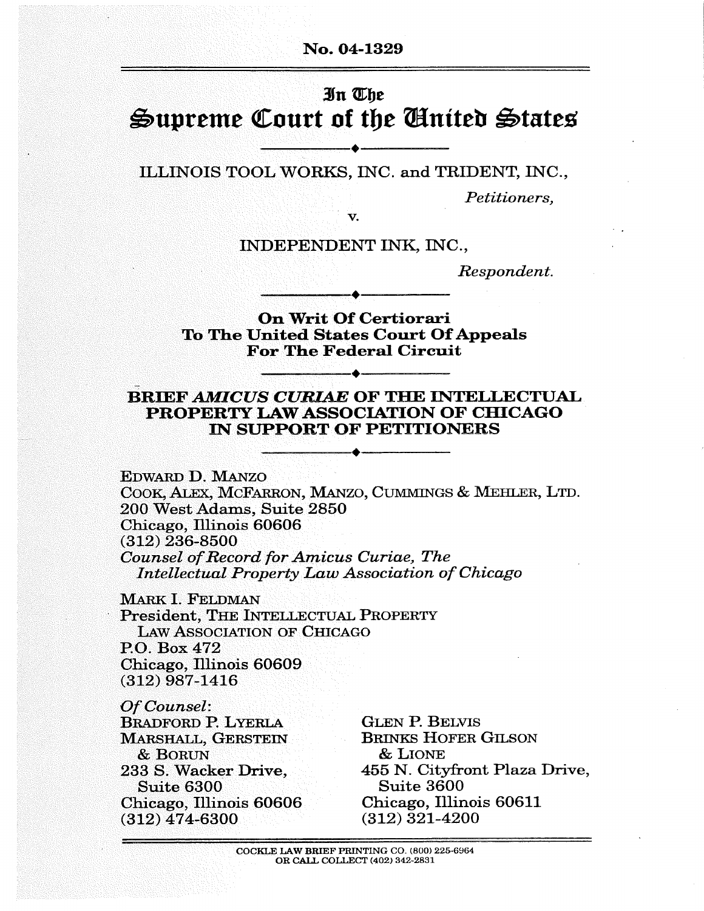No. 04-1329

# In The
# Supreme Court of the United States

---

ILLINOIS TOOL WORKS, INC. and TRIDENT, INC.,

*Petitioners,*

v.

INDEPENDENT INK, INC.,

*Respondent.*

---

**On Writ Of Certiorari
To The United States Court Of Appeals
For The Federal Circuit**

---

**BRIEF *AMICUS CURIAE* OF THE INTELLECTUAL PROPERTY LAW ASSOCIATION OF CHICAGO IN SUPPORT OF PETITIONERS**

---

EDWARD D. MANZO
COOK, ALEX, MCFARRON, MANZO, CUMMINGS & MEHLER, LTD.
200 West Adams, Suite 2850
Chicago, Illinois 60606
(312) 236-8500
*Counsel of Record for Amicus Curiae, The Intellectual Property Law Association of Chicago*

MARK I. FELDMAN
President, THE INTELLECTUAL PROPERTY LAW ASSOCIATION OF CHICAGO
P.O. Box 472
Chicago, Illinois 60609
(312) 987-1416

*Of Counsel*:

BRADFORD P. LYERLA
MARSHALL, GERSTEIN & BORUN
233 S. Wacker Drive, Suite 6300
Chicago, Illinois 60606
(312) 474-6300

GLEN P. BELVIS
BRINKS HOFER GILSON & LIONE
455 N. Cityfront Plaza Drive, Suite 3600
Chicago, Illinois 60611
(312) 321-4200

COCKLE LAW BRIEF PRINTING CO. (800) 225-6964
OR CALL COLLECT (402) 342-2831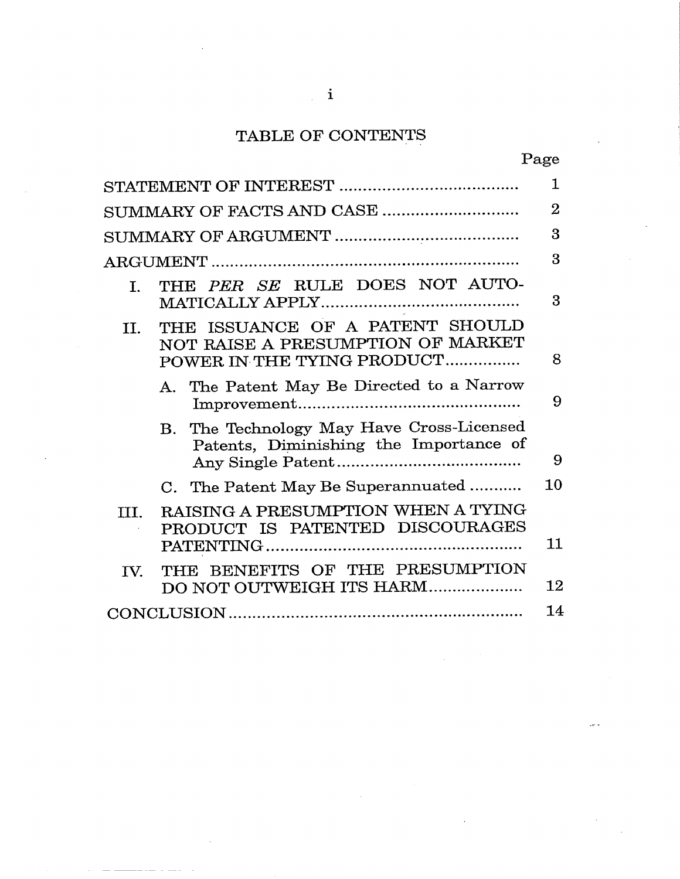# TABLE OF CONTENTS

| | Page |
|---|---|
| STATEMENT OF INTEREST | 1 |
| SUMMARY OF FACTS AND CASE | 2 |
| SUMMARY OF ARGUMENT | 3 |
| ARGUMENT | 3 |
| I. THE *PER SE* RULE DOES NOT AUTOMATICALLY APPLY | 3 |
| II. THE ISSUANCE OF A PATENT SHOULD NOT RAISE A PRESUMPTION OF MARKET POWER IN THE TYING PRODUCT | 8 |
| A. The Patent May Be Directed to a Narrow Improvement | 9 |
| B. The Technology May Have Cross-Licensed Patents, Diminishing the Importance of Any Single Patent | 9 |
| C. The Patent May Be Superannuated | 10 |
| III. RAISING A PRESUMPTION WHEN A TYING PRODUCT IS PATENTED DISCOURAGES PATENTING | 11 |
| IV. THE BENEFITS OF THE PRESUMPTION DO NOT OUTWEIGH ITS HARM | 12 |
| CONCLUSION | 14 |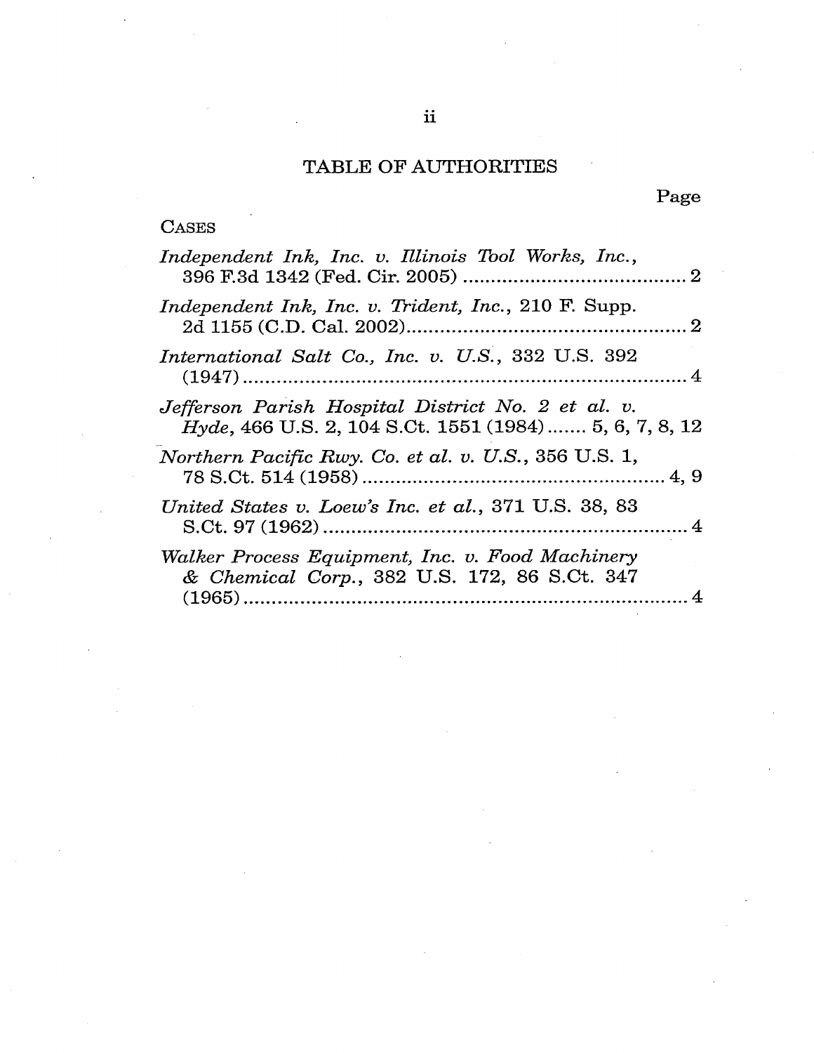# TABLE OF AUTHORITIES

Page

CASES

*Independent Ink, Inc. v. Illinois Tool Works, Inc.*, 396 F.3d 1342 (Fed. Cir. 2005) .......................................... 2

*Independent Ink, Inc. v. Trident, Inc.*, 210 F. Supp. 2d 1155 (C.D. Cal. 2002)................................................... 2

*International Salt Co., Inc. v. U.S.*, 332 U.S. 392 (1947)................................................................................. 4

*Jefferson Parish Hospital District No. 2 et al. v. Hyde*, 466 U.S. 2, 104 S.Ct. 1551 (1984)....... 5, 6, 7, 8, 12

*Northern Pacific Rwy. Co. et al. v. U.S.*, 356 U.S. 1, 78 S.Ct. 514 (1958)........................................................ 4, 9

*United States v. Loew's Inc. et al.*, 371 U.S. 38, 83 S.Ct. 97 (1962)................................................................... 4

*Walker Process Equipment, Inc. v. Food Machinery & Chemical Corp.*, 382 U.S. 172, 86 S.Ct. 347 (1965)................................................................................. 4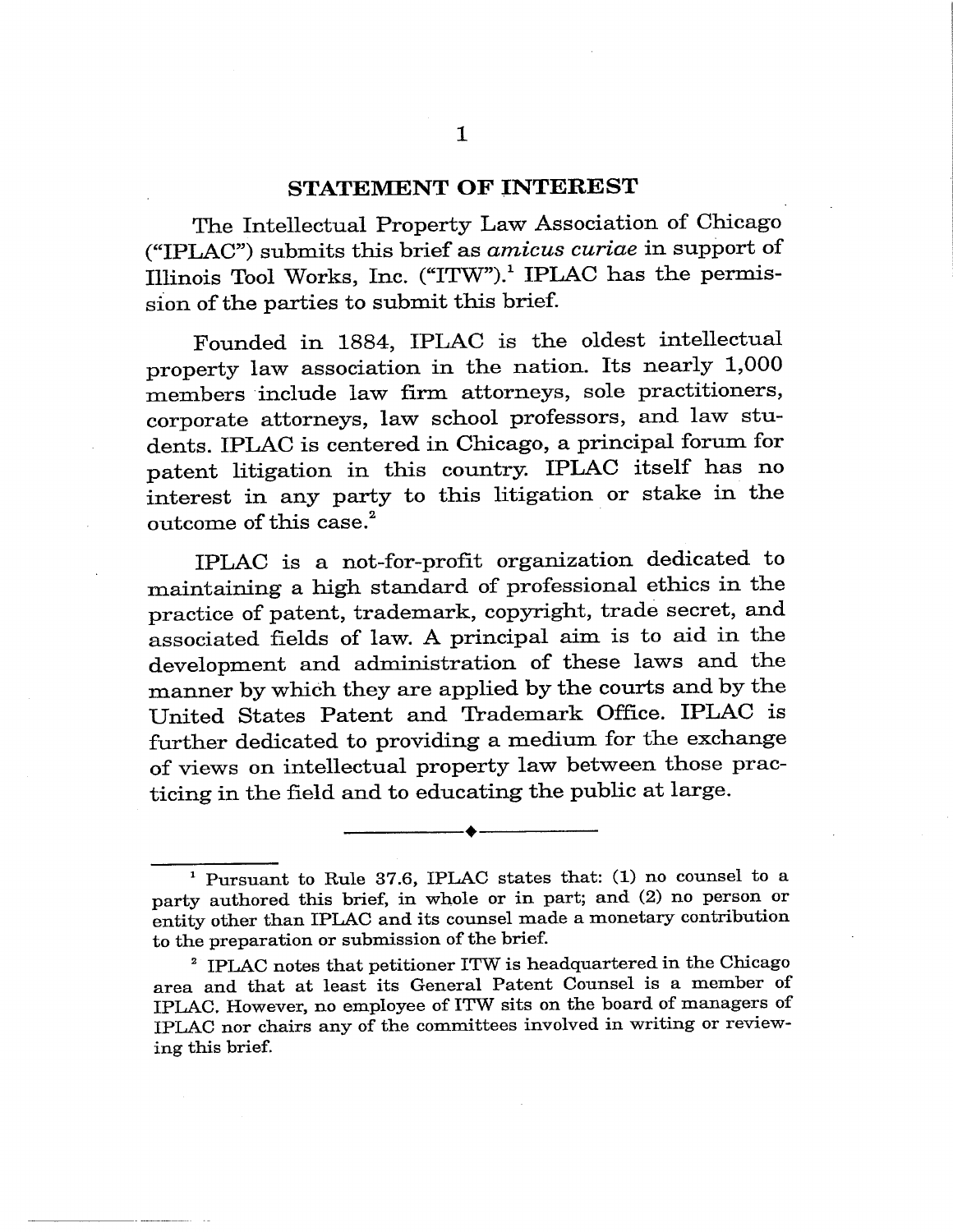## STATEMENT OF INTEREST

The Intellectual Property Law Association of Chicago ("IPLAC") submits this brief as *amicus curiae* in support of Illinois Tool Works, Inc. ("ITW").[1] IPLAC has the permission of the parties to submit this brief.

Founded in 1884, IPLAC is the oldest intellectual property law association in the nation. Its nearly 1,000 members include law firm attorneys, sole practitioners, corporate attorneys, law school professors, and law students. IPLAC is centered in Chicago, a principal forum for patent litigation in this country. IPLAC itself has no interest in any party to this litigation or stake in the outcome of this case.[2]

IPLAC is a not-for-profit organization dedicated to maintaining a high standard of professional ethics in the practice of patent, trademark, copyright, trade secret, and associated fields of law. A principal aim is to aid in the development and administration of these laws and the manner by which they are applied by the courts and by the United States Patent and Trademark Office. IPLAC is further dedicated to providing a medium for the exchange of views on intellectual property law between those practicing in the field and to educating the public at large.

---

[1] Pursuant to Rule 37.6, IPLAC states that: (1) no counsel to a party authored this brief, in whole or in part; and (2) no person or entity other than IPLAC and its counsel made a monetary contribution to the preparation or submission of the brief.

[2] IPLAC notes that petitioner ITW is headquartered in the Chicago area and that at least its General Patent Counsel is a member of IPLAC. However, no employee of ITW sits on the board of managers of IPLAC nor chairs any of the committees involved in writing or reviewing this brief.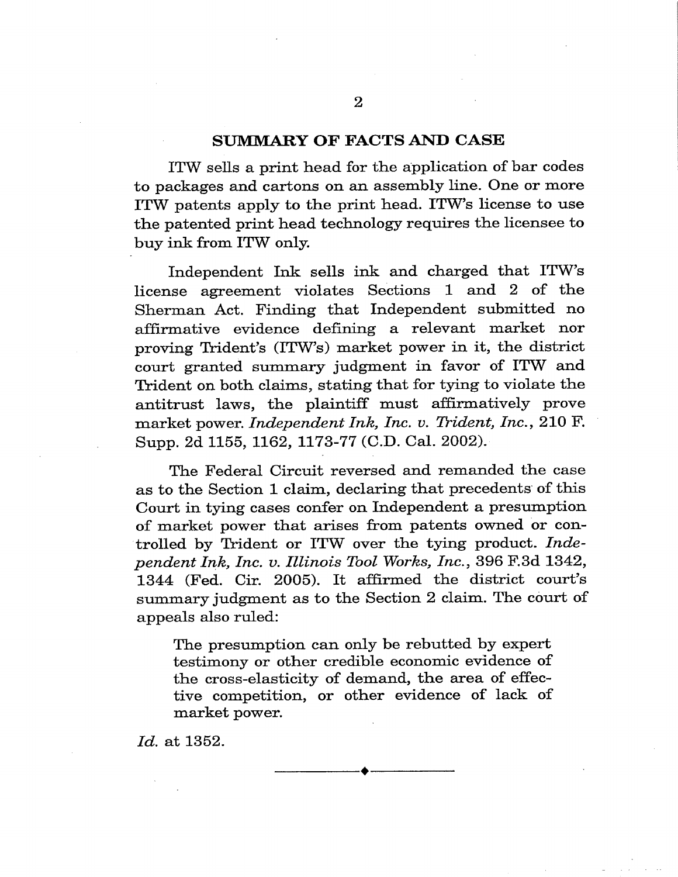## SUMMARY OF FACTS AND CASE

ITW sells a print head for the application of bar codes to packages and cartons on an assembly line. One or more ITW patents apply to the print head. ITW's license to use the patented print head technology requires the licensee to buy ink from ITW only.

Independent Ink sells ink and charged that ITW's license agreement violates Sections 1 and 2 of the Sherman Act. Finding that Independent submitted no affirmative evidence defining a relevant market nor proving Trident's (ITW's) market power in it, the district court granted summary judgment in favor of ITW and Trident on both claims, stating that for tying to violate the antitrust laws, the plaintiff must affirmatively prove market power. *Independent Ink, Inc. v. Trident, Inc.*, 210 F. Supp. 2d 1155, 1162, 1173-77 (C.D. Cal. 2002).

The Federal Circuit reversed and remanded the case as to the Section 1 claim, declaring that precedents of this Court in tying cases confer on Independent a presumption of market power that arises from patents owned or controlled by Trident or ITW over the tying product. *Independent Ink, Inc. v. Illinois Tool Works, Inc.*, 396 F.3d 1342, 1344 (Fed. Cir. 2005). It affirmed the district court's summary judgment as to the Section 2 claim. The court of appeals also ruled:

> The presumption can only be rebutted by expert testimony or other credible economic evidence of the cross-elasticity of demand, the area of effective competition, or other evidence of lack of market power.

*Id.* at 1352.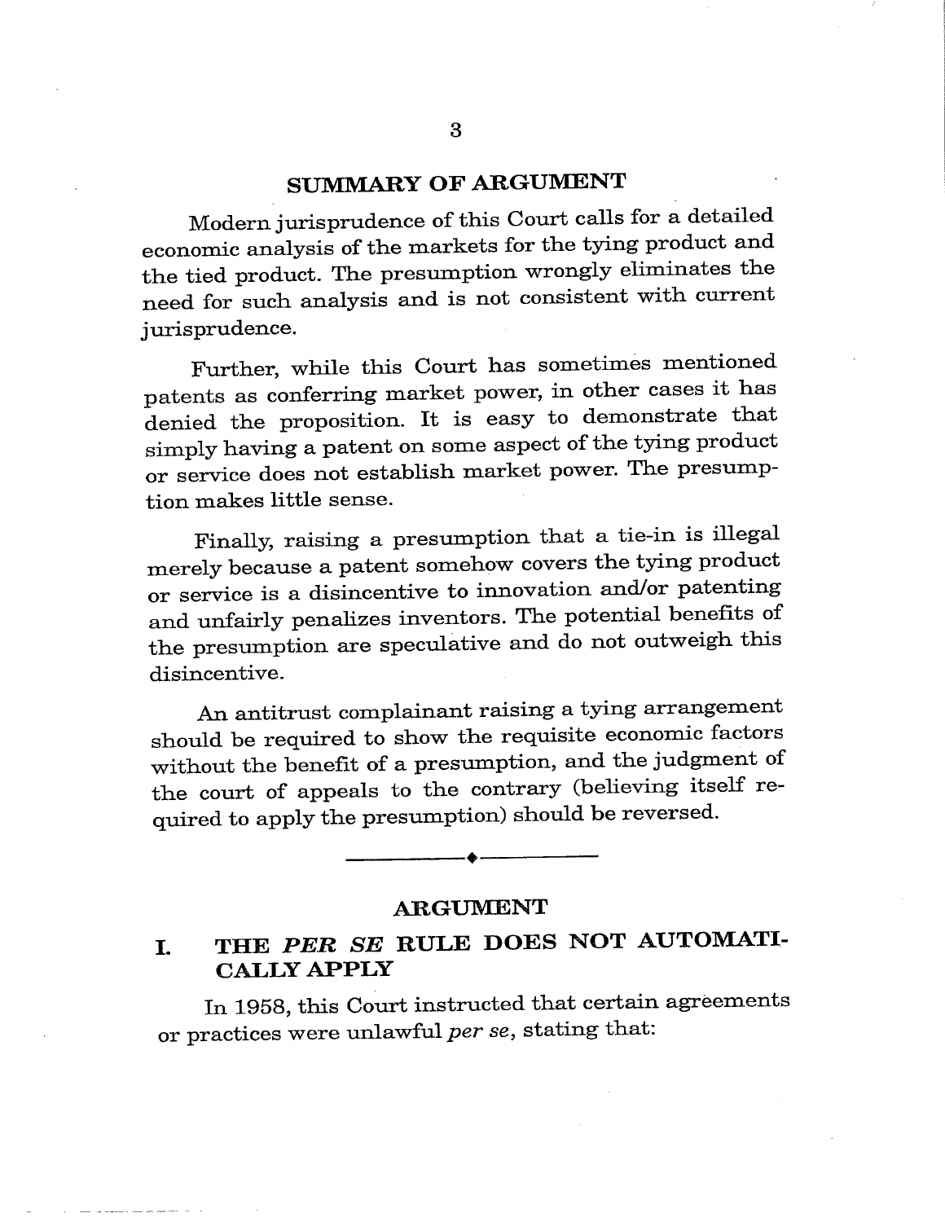## SUMMARY OF ARGUMENT

Modern jurisprudence of this Court calls for a detailed economic analysis of the markets for the tying product and the tied product. The presumption wrongly eliminates the need for such analysis and is not consistent with current jurisprudence.

Further, while this Court has sometimes mentioned patents as conferring market power, in other cases it has denied the proposition. It is easy to demonstrate that simply having a patent on some aspect of the tying product or service does not establish market power. The presumption makes little sense.

Finally, raising a presumption that a tie-in is illegal merely because a patent somehow covers the tying product or service is a disincentive to innovation and/or patenting and unfairly penalizes inventors. The potential benefits of the presumption are speculative and do not outweigh this disincentive.

An antitrust complainant raising a tying arrangement should be required to show the requisite economic factors without the benefit of a presumption, and the judgment of the court of appeals to the contrary (believing itself required to apply the presumption) should be reversed.

---

## ARGUMENT

### I. THE *PER SE* RULE DOES NOT AUTOMATICALLY APPLY

In 1958, this Court instructed that certain agreements or practices were unlawful *per se*, stating that: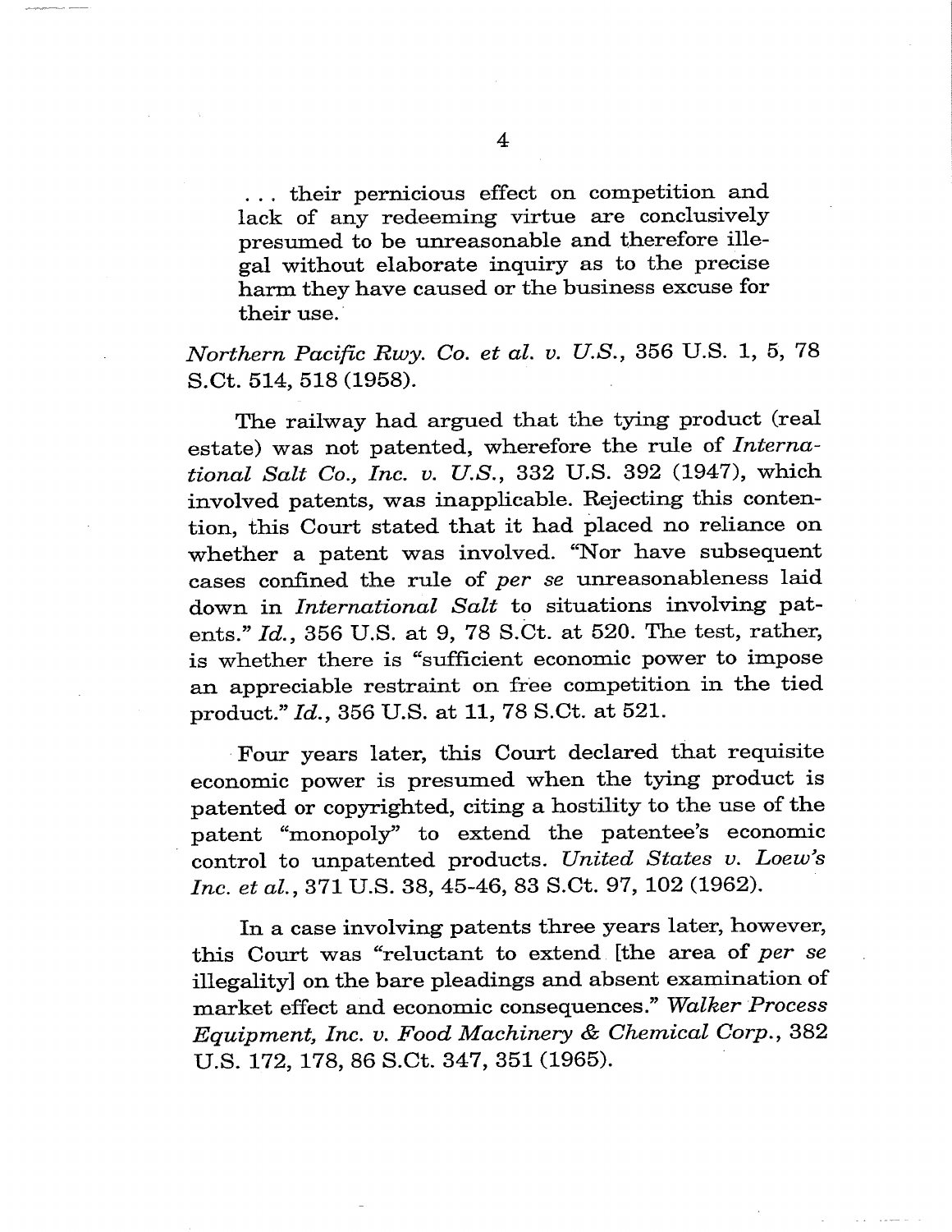> . . . their pernicious effect on competition and lack of any redeeming virtue are conclusively presumed to be unreasonable and therefore illegal without elaborate inquiry as to the precise harm they have caused or the business excuse for their use.

*Northern Pacific Rwy. Co. et al. v. U.S.*, 356 U.S. 1, 5, 78 S.Ct. 514, 518 (1958).

The railway had argued that the tying product (real estate) was not patented, wherefore the rule of *International Salt Co., Inc. v. U.S.*, 332 U.S. 392 (1947), which involved patents, was inapplicable. Rejecting this contention, this Court stated that it had placed no reliance on whether a patent was involved. "Nor have subsequent cases confined the rule of *per se* unreasonableness laid down in *International Salt* to situations involving patents." *Id.*, 356 U.S. at 9, 78 S.Ct. at 520. The test, rather, is whether there is "sufficient economic power to impose an appreciable restraint on free competition in the tied product." *Id.*, 356 U.S. at 11, 78 S.Ct. at 521.

Four years later, this Court declared that requisite economic power is presumed when the tying product is patented or copyrighted, citing a hostility to the use of the patent "monopoly" to extend the patentee's economic control to unpatented products. *United States v. Loew's Inc. et al.*, 371 U.S. 38, 45-46, 83 S.Ct. 97, 102 (1962).

In a case involving patents three years later, however, this Court was "reluctant to extend [the area of *per se* illegality] on the bare pleadings and absent examination of market effect and economic consequences." *Walker Process Equipment, Inc. v. Food Machinery & Chemical Corp.*, 382 U.S. 172, 178, 86 S.Ct. 347, 351 (1965).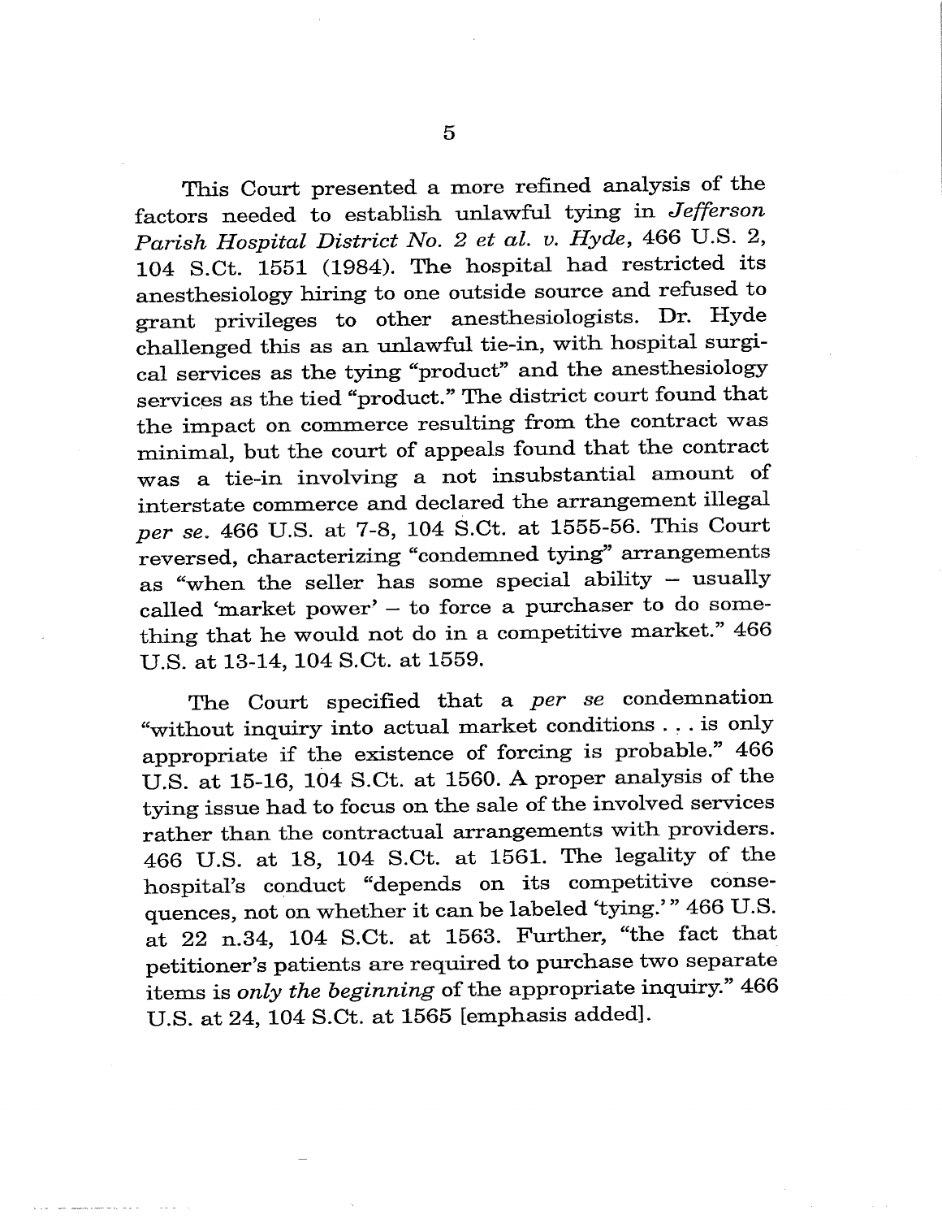This Court presented a more refined analysis of the factors needed to establish unlawful tying in *Jefferson Parish Hospital District No. 2 et al. v. Hyde*, 466 U.S. 2, 104 S.Ct. 1551 (1984). The hospital had restricted its anesthesiology hiring to one outside source and refused to grant privileges to other anesthesiologists. Dr. Hyde challenged this as an unlawful tie-in, with hospital surgical services as the tying "product" and the anesthesiology services as the tied "product." The district court found that the impact on commerce resulting from the contract was minimal, but the court of appeals found that the contract was a tie-in involving a not insubstantial amount of interstate commerce and declared the arrangement illegal *per se*. 466 U.S. at 7-8, 104 S.Ct. at 1555-56. This Court reversed, characterizing "condemned tying" arrangements as "when the seller has some special ability – usually called 'market power' – to force a purchaser to do something that he would not do in a competitive market." 466 U.S. at 13-14, 104 S.Ct. at 1559.

The Court specified that a *per se* condemnation "without inquiry into actual market conditions . . . is only appropriate if the existence of forcing is probable." 466 U.S. at 15-16, 104 S.Ct. at 1560. A proper analysis of the tying issue had to focus on the sale of the involved services rather than the contractual arrangements with providers. 466 U.S. at 18, 104 S.Ct. at 1561. The legality of the hospital's conduct "depends on its competitive consequences, not on whether it can be labeled 'tying.'" 466 U.S. at 22 n.34, 104 S.Ct. at 1563. Further, "the fact that petitioner's patients are required to purchase two separate items is *only the beginning* of the appropriate inquiry." 466 U.S. at 24, 104 S.Ct. at 1565 [emphasis added].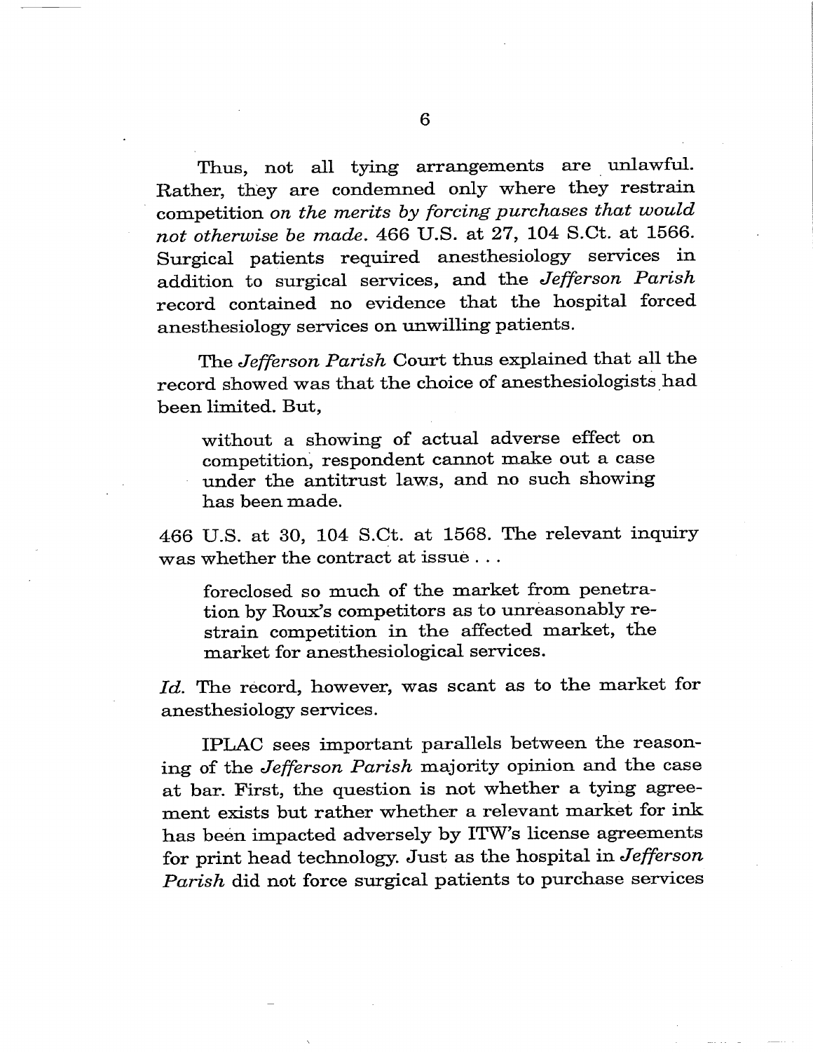Thus, not all tying arrangements are unlawful. Rather, they are condemned only where they restrain competition *on the merits by forcing purchases that would not otherwise be made*. 466 U.S. at 27, 104 S.Ct. at 1566. Surgical patients required anesthesiology services in addition to surgical services, and the *Jefferson Parish* record contained no evidence that the hospital forced anesthesiology services on unwilling patients.

The *Jefferson Parish* Court thus explained that all the record showed was that the choice of anesthesiologists had been limited. But,

> without a showing of actual adverse effect on competition, respondent cannot make out a case under the antitrust laws, and no such showing has been made.

466 U.S. at 30, 104 S.Ct. at 1568. The relevant inquiry was whether the contract at issue . . .

> foreclosed so much of the market from penetration by Roux's competitors as to unreasonably restrain competition in the affected market, the market for anesthesiological services.

*Id.* The record, however, was scant as to the market for anesthesiology services.

IPLAC sees important parallels between the reasoning of the *Jefferson Parish* majority opinion and the case at bar. First, the question is not whether a tying agreement exists but rather whether a relevant market for ink has been impacted adversely by ITW's license agreements for print head technology. Just as the hospital in *Jefferson Parish* did not force surgical patients to purchase services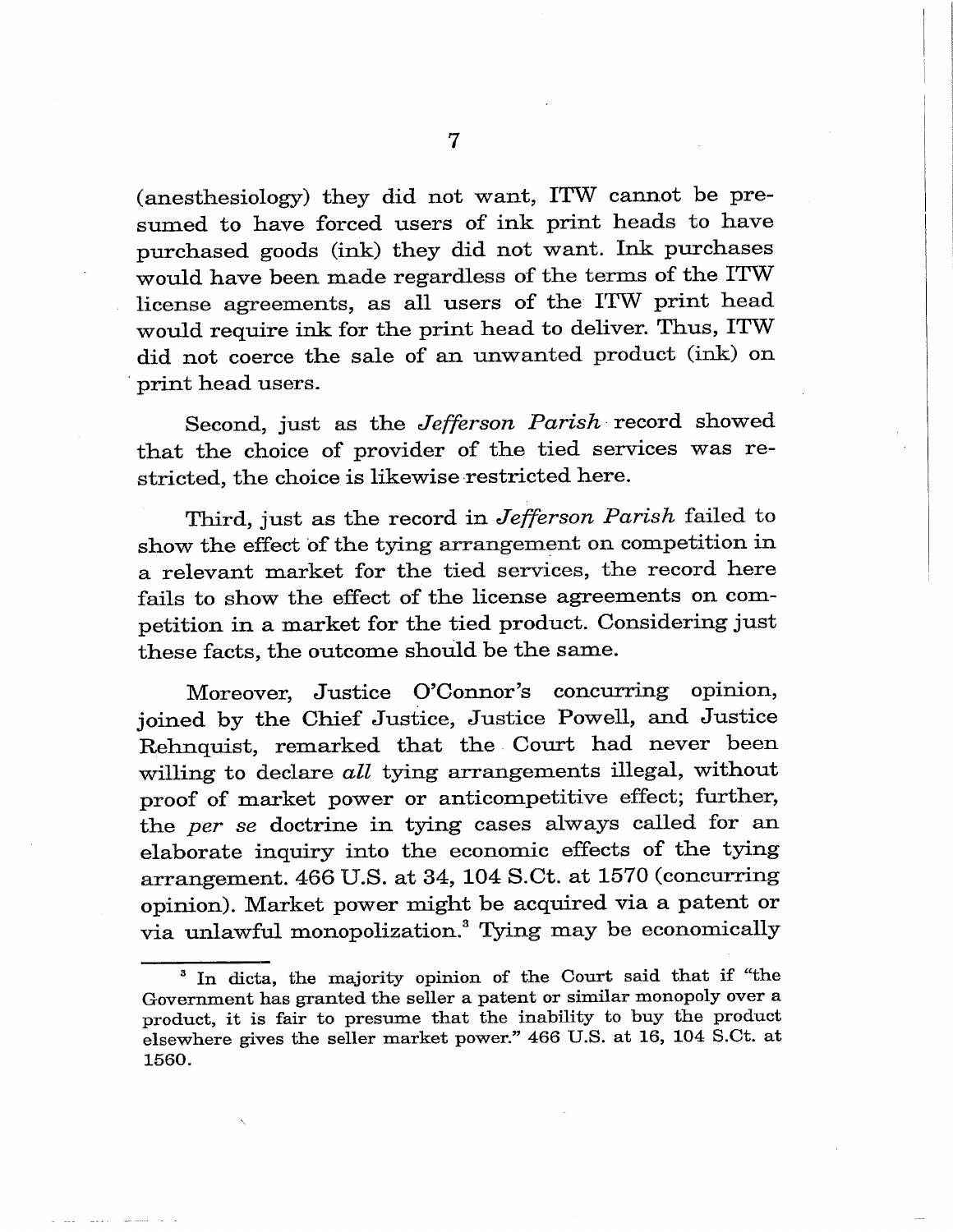(anesthesiology) they did not want, ITW cannot be presumed to have forced users of ink print heads to have purchased goods (ink) they did not want. Ink purchases would have been made regardless of the terms of the ITW license agreements, as all users of the ITW print head would require ink for the print head to deliver. Thus, ITW did not coerce the sale of an unwanted product (ink) on print head users.

Second, just as the *Jefferson Parish* record showed that the choice of provider of the tied services was restricted, the choice is likewise restricted here.

Third, just as the record in *Jefferson Parish* failed to show the effect of the tying arrangement on competition in a relevant market for the tied services, the record here fails to show the effect of the license agreements on competition in a market for the tied product. Considering just these facts, the outcome should be the same.

Moreover, Justice O'Connor's concurring opinion, joined by the Chief Justice, Justice Powell, and Justice Rehnquist, remarked that the Court had never been willing to declare *all* tying arrangements illegal, without proof of market power or anticompetitive effect; further, the *per se* doctrine in tying cases always called for an elaborate inquiry into the economic effects of the tying arrangement. 466 U.S. at 34, 104 S.Ct. at 1570 (concurring opinion). Market power might be acquired via a patent or via unlawful monopolization.[3] Tying may be economically

---

[3] In dicta, the majority opinion of the Court said that if "the Government has granted the seller a patent or similar monopoly over a product, it is fair to presume that the inability to buy the product elsewhere gives the seller market power." 466 U.S. at 16, 104 S.Ct. at 1560.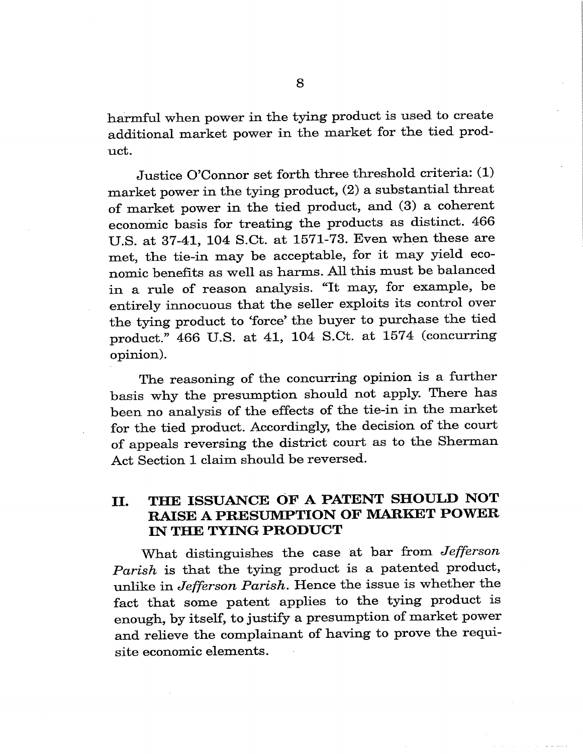harmful when power in the tying product is used to create additional market power in the market for the tied product.

Justice O'Connor set forth three threshold criteria: (1) market power in the tying product, (2) a substantial threat of market power in the tied product, and (3) a coherent economic basis for treating the products as distinct. 466 U.S. at 37-41, 104 S.Ct. at 1571-73. Even when these are met, the tie-in may be acceptable, for it may yield economic benefits as well as harms. All this must be balanced in a rule of reason analysis. "It may, for example, be entirely innocuous that the seller exploits its control over the tying product to 'force' the buyer to purchase the tied product." 466 U.S. at 41, 104 S.Ct. at 1574 (concurring opinion).

The reasoning of the concurring opinion is a further basis why the presumption should not apply. There has been no analysis of the effects of the tie-in in the market for the tied product. Accordingly, the decision of the court of appeals reversing the district court as to the Sherman Act Section 1 claim should be reversed.

## II. THE ISSUANCE OF A PATENT SHOULD NOT RAISE A PRESUMPTION OF MARKET POWER IN THE TYING PRODUCT

What distinguishes the case at bar from *Jefferson Parish* is that the tying product is a patented product, unlike in *Jefferson Parish*. Hence the issue is whether the fact that some patent applies to the tying product is enough, by itself, to justify a presumption of market power and relieve the complainant of having to prove the requisite economic elements.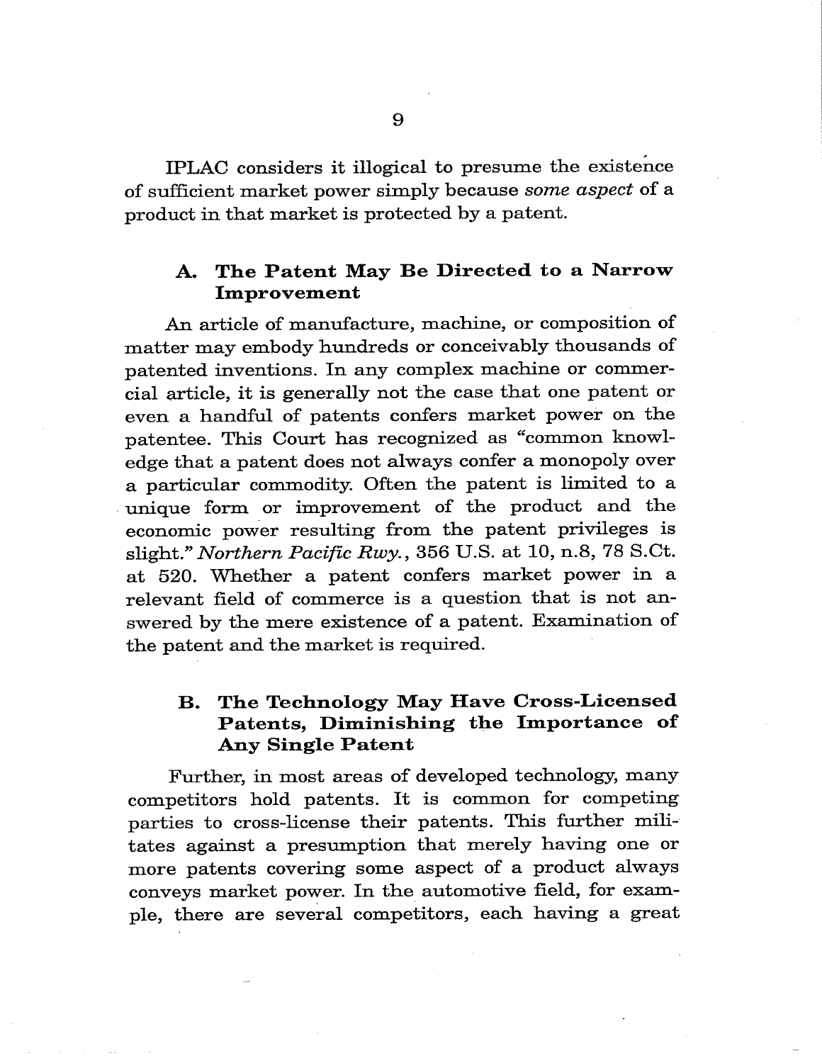IPLAC considers it illogical to presume the existence of sufficient market power simply because *some aspect* of a product in that market is protected by a patent.

## A. The Patent May Be Directed to a Narrow Improvement

An article of manufacture, machine, or composition of matter may embody hundreds or conceivably thousands of patented inventions. In any complex machine or commercial article, it is generally not the case that one patent or even a handful of patents confers market power on the patentee. This Court has recognized as "common knowledge that a patent does not always confer a monopoly over a particular commodity. Often the patent is limited to a unique form or improvement of the product and the economic power resulting from the patent privileges is slight." *Northern Pacific Rwy.*, 356 U.S. at 10, n.8, 78 S.Ct. at 520. Whether a patent confers market power in a relevant field of commerce is a question that is not answered by the mere existence of a patent. Examination of the patent and the market is required.

## B. The Technology May Have Cross-Licensed Patents, Diminishing the Importance of Any Single Patent

Further, in most areas of developed technology, many competitors hold patents. It is common for competing parties to cross-license their patents. This further militates against a presumption that merely having one or more patents covering some aspect of a product always conveys market power. In the automotive field, for example, there are several competitors, each having a great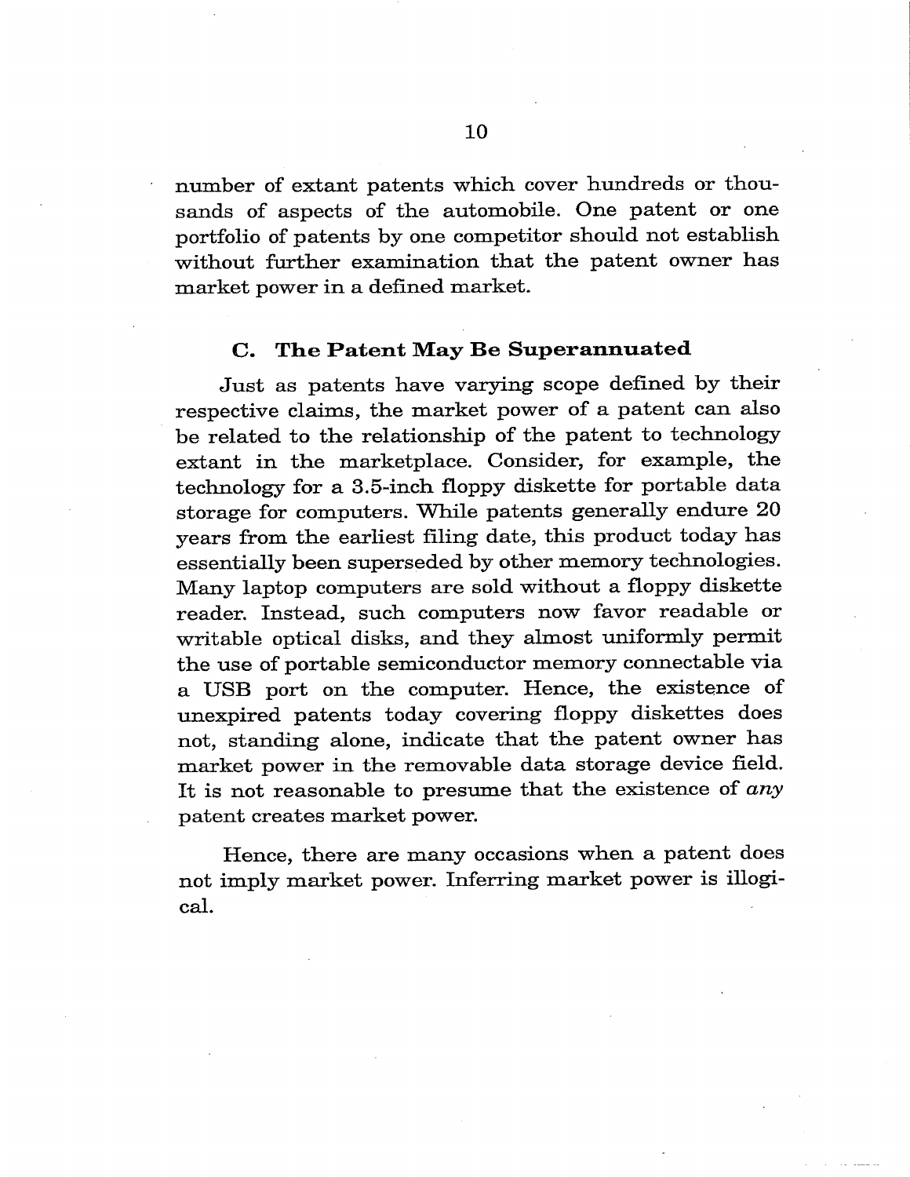number of extant patents which cover hundreds or thousands of aspects of the automobile. One patent or one portfolio of patents by one competitor should not establish without further examination that the patent owner has market power in a defined market.

### C. The Patent May Be Superannuated

Just as patents have varying scope defined by their respective claims, the market power of a patent can also be related to the relationship of the patent to technology extant in the marketplace. Consider, for example, the technology for a 3.5-inch floppy diskette for portable data storage for computers. While patents generally endure 20 years from the earliest filing date, this product today has essentially been superseded by other memory technologies. Many laptop computers are sold without a floppy diskette reader. Instead, such computers now favor readable or writable optical disks, and they almost uniformly permit the use of portable semiconductor memory connectable via a USB port on the computer. Hence, the existence of unexpired patents today covering floppy diskettes does not, standing alone, indicate that the patent owner has market power in the removable data storage device field. It is not reasonable to presume that the existence of *any* patent creates market power.

Hence, there are many occasions when a patent does not imply market power. Inferring market power is illogical.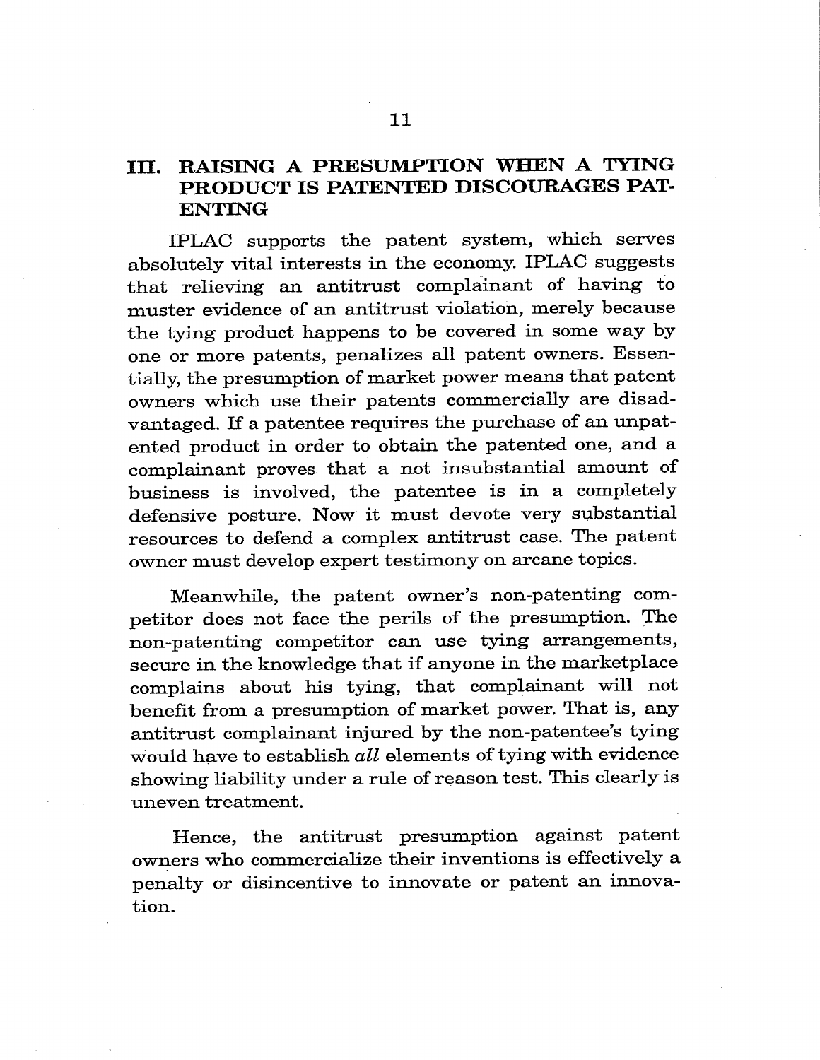## III. RAISING A PRESUMPTION WHEN A TYING PRODUCT IS PATENTED DISCOURAGES PATENTING

IPLAC supports the patent system, which serves absolutely vital interests in the economy. IPLAC suggests that relieving an antitrust complainant of having to muster evidence of an antitrust violation, merely because the tying product happens to be covered in some way by one or more patents, penalizes all patent owners. Essentially, the presumption of market power means that patent owners which use their patents commercially are disadvantaged. If a patentee requires the purchase of an unpatented product in order to obtain the patented one, and a complainant proves that a not insubstantial amount of business is involved, the patentee is in a completely defensive posture. Now it must devote very substantial resources to defend a complex antitrust case. The patent owner must develop expert testimony on arcane topics.

Meanwhile, the patent owner's non-patenting competitor does not face the perils of the presumption. The non-patenting competitor can use tying arrangements, secure in the knowledge that if anyone in the marketplace complains about his tying, that complainant will not benefit from a presumption of market power. That is, any antitrust complainant injured by the non-patentee's tying would have to establish *all* elements of tying with evidence showing liability under a rule of reason test. This clearly is uneven treatment.

Hence, the antitrust presumption against patent owners who commercialize their inventions is effectively a penalty or disincentive to innovate or patent an innovation.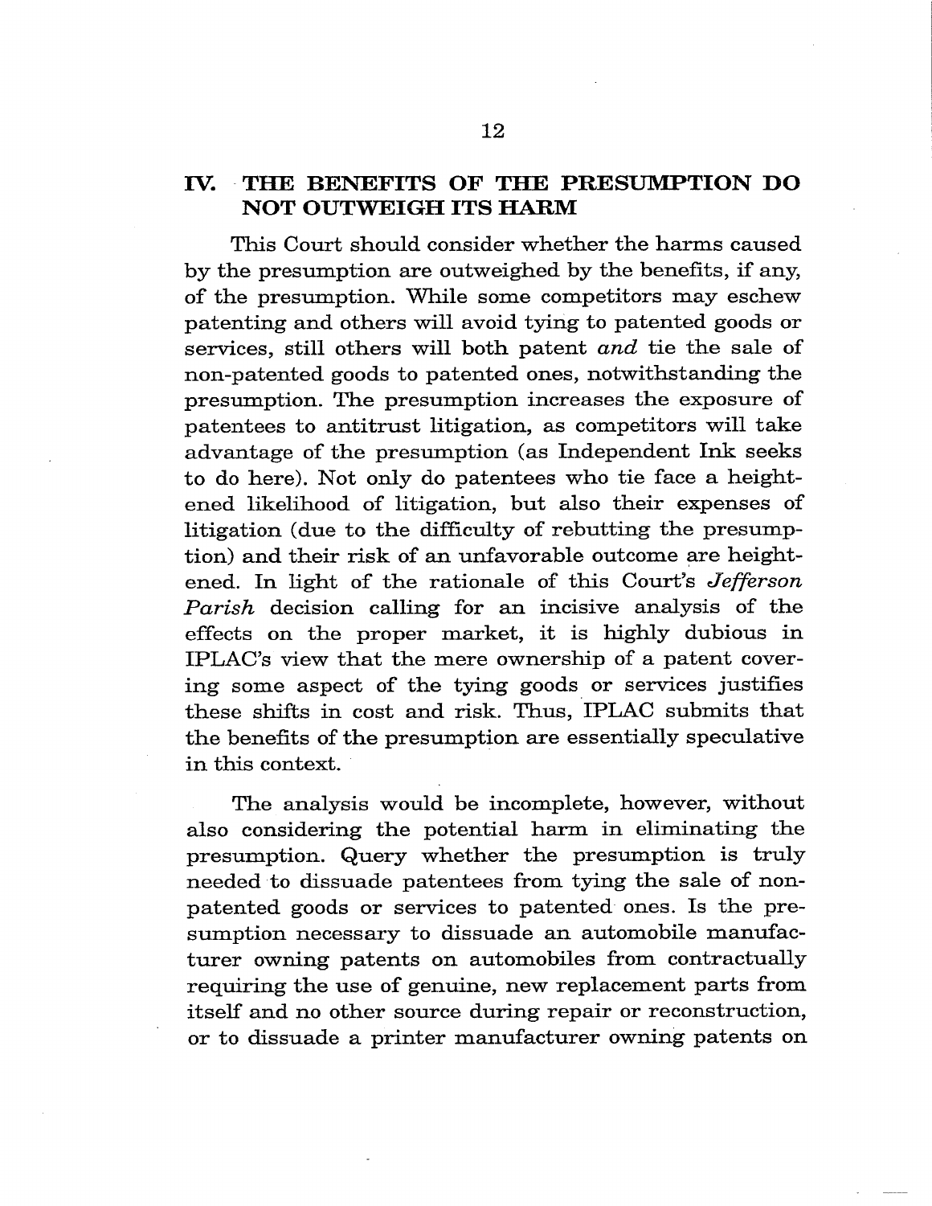## IV. THE BENEFITS OF THE PRESUMPTION DO NOT OUTWEIGH ITS HARM

This Court should consider whether the harms caused by the presumption are outweighed by the benefits, if any, of the presumption. While some competitors may eschew patenting and others will avoid tying to patented goods or services, still others will both patent *and* tie the sale of non-patented goods to patented ones, notwithstanding the presumption. The presumption increases the exposure of patentees to antitrust litigation, as competitors will take advantage of the presumption (as Independent Ink seeks to do here). Not only do patentees who tie face a heightened likelihood of litigation, but also their expenses of litigation (due to the difficulty of rebutting the presumption) and their risk of an unfavorable outcome are heightened. In light of the rationale of this Court's *Jefferson Parish* decision calling for an incisive analysis of the effects on the proper market, it is highly dubious in IPLAC's view that the mere ownership of a patent covering some aspect of the tying goods or services justifies these shifts in cost and risk. Thus, IPLAC submits that the benefits of the presumption are essentially speculative in this context.

The analysis would be incomplete, however, without also considering the potential harm in eliminating the presumption. Query whether the presumption is truly needed to dissuade patentees from tying the sale of non-patented goods or services to patented ones. Is the presumption necessary to dissuade an automobile manufacturer owning patents on automobiles from contractually requiring the use of genuine, new replacement parts from itself and no other source during repair or reconstruction, or to dissuade a printer manufacturer owning patents on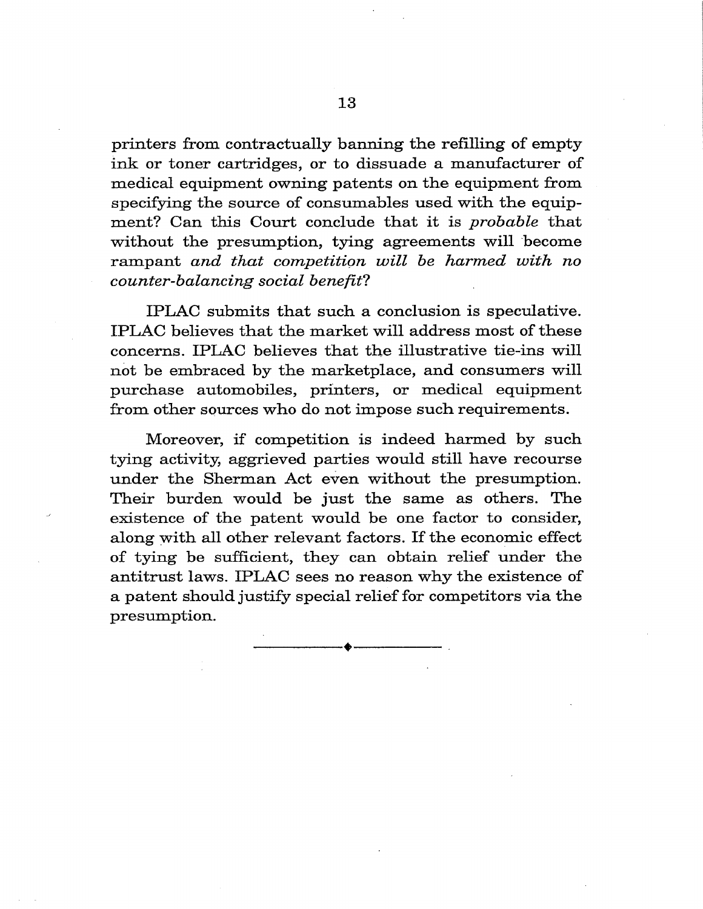printers from contractually banning the refilling of empty ink or toner cartridges, or to dissuade a manufacturer of medical equipment owning patents on the equipment from specifying the source of consumables used with the equipment? Can this Court conclude that it is *probable* that without the presumption, tying agreements will become rampant *and that competition will be harmed with no counter-balancing social benefit*?

IPLAC submits that such a conclusion is speculative. IPLAC believes that the market will address most of these concerns. IPLAC believes that the illustrative tie-ins will not be embraced by the marketplace, and consumers will purchase automobiles, printers, or medical equipment from other sources who do not impose such requirements.

Moreover, if competition is indeed harmed by such tying activity, aggrieved parties would still have recourse under the Sherman Act even without the presumption. Their burden would be just the same as others. The existence of the patent would be one factor to consider, along with all other relevant factors. If the economic effect of tying be sufficient, they can obtain relief under the antitrust laws. IPLAC sees no reason why the existence of a patent should justify special relief for competitors via the presumption.

---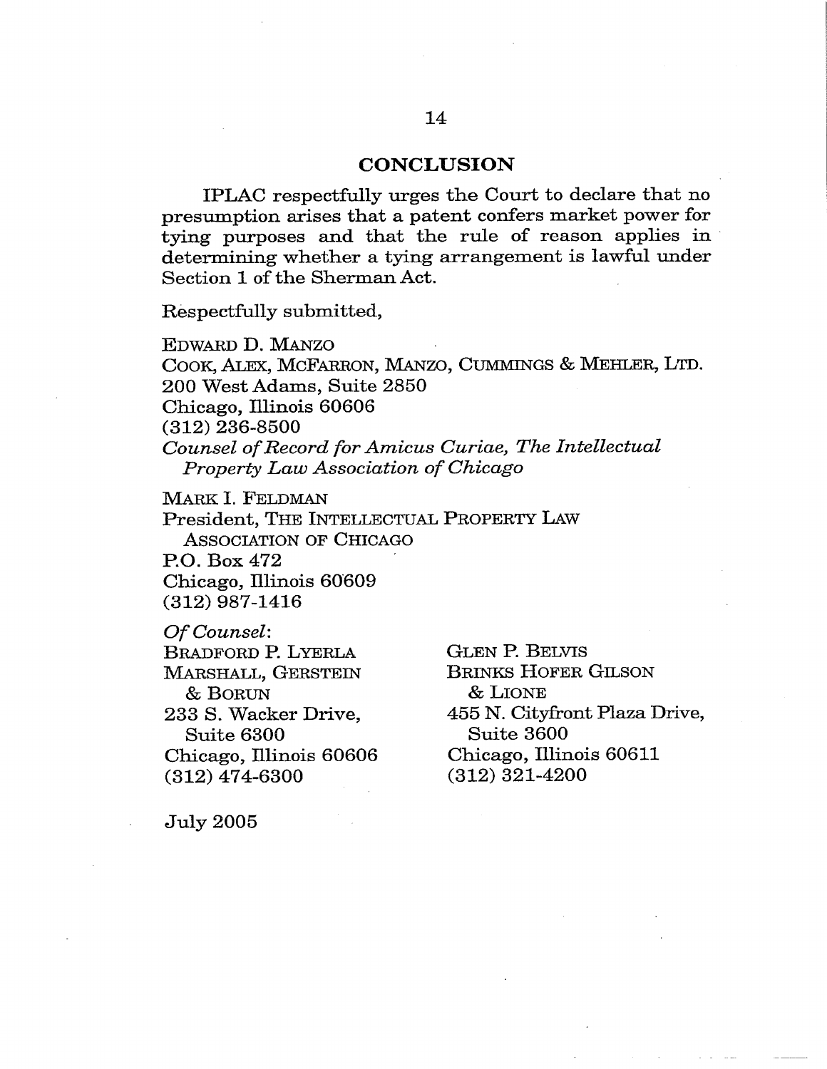## CONCLUSION

IPLAC respectfully urges the Court to declare that no presumption arises that a patent confers market power for tying purposes and that the rule of reason applies in determining whether a tying arrangement is lawful under Section 1 of the Sherman Act.

Respectfully submitted,

EDWARD D. MANZO
COOK, ALEX, MCFARRON, MANZO, CUMMINGS & MEHLER, LTD.
200 West Adams, Suite 2850
Chicago, Illinois 60606
(312) 236-8500
*Counsel of Record for Amicus Curiae, The Intellectual Property Law Association of Chicago*

MARK I. FELDMAN
President, THE INTELLECTUAL PROPERTY LAW ASSOCIATION OF CHICAGO
P.O. Box 472
Chicago, Illinois 60609
(312) 987-1416

*Of Counsel*:

BRADFORD P. LYERLA
MARSHALL, GERSTEIN & BORUN
233 S. Wacker Drive, Suite 6300
Chicago, Illinois 60606
(312) 474-6300

GLEN P. BELVIS
BRINKS HOFER GILSON & LIONE
455 N. Cityfront Plaza Drive, Suite 3600
Chicago, Illinois 60611
(312) 321-4200

July 2005